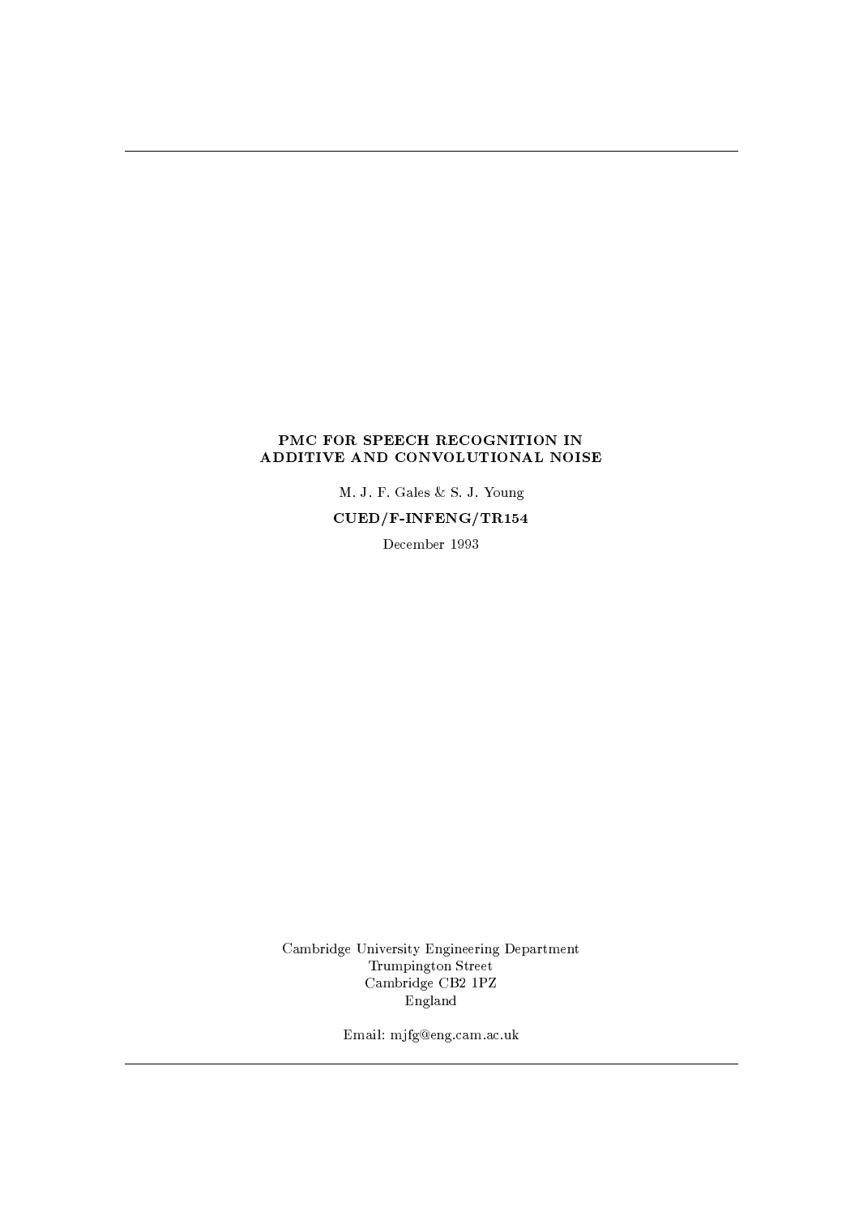# PMC FOR SPEECH RECOGNITION IN ADDITIVE AND CONVOLUTIONAL NOISE

M. J. F. Gales & S. J. Young

**CUED/F-INFENG/TR154**

December 1993

Cambridge University Engineering Department
Trumpington Street
Cambridge CB2 1PZ
England

Email: mjfg@eng.cam.ac.uk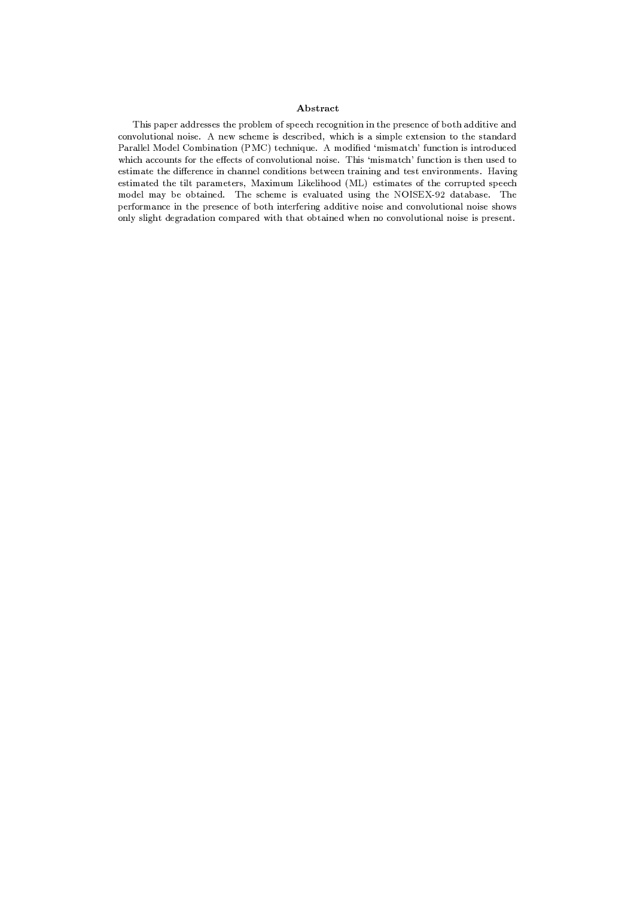## Abstract

This paper addresses the problem of speech recognition in the presence of both additive and convolutional noise. A new scheme is described, which is a simple extension to the standard Parallel Model Combination (PMC) technique. A modified 'mismatch' function is introduced which accounts for the effects of convolutional noise. This 'mismatch' function is then used to estimate the difference in channel conditions between training and test environments. Having estimated the tilt parameters, Maximum Likelihood (ML) estimates of the corrupted speech model may be obtained. The scheme is evaluated using the NOISEX-92 database. The performance in the presence of both interfering additive noise and convolutional noise shows only slight degradation compared with that obtained when no convolutional noise is present.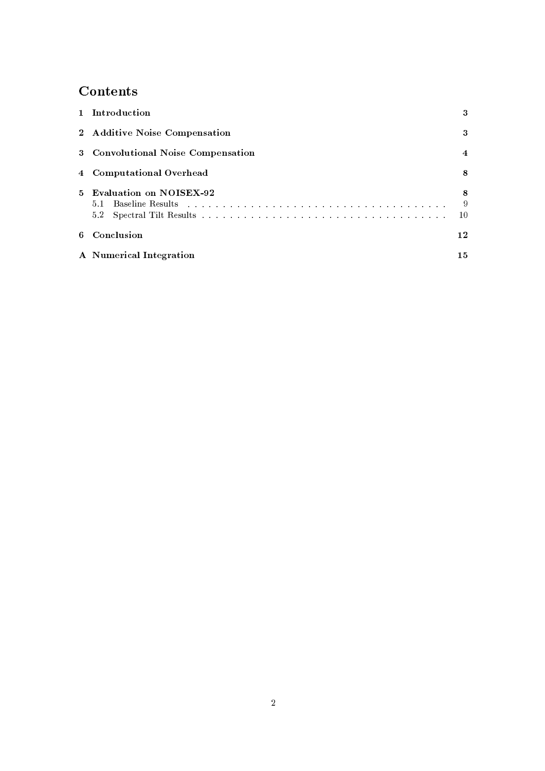# Contents

| | | |
|---|---|---|
| **1** | **Introduction** | **3** |
| **2** | **Additive Noise Compensation** | **3** |
| **3** | **Convolutional Noise Compensation** | **4** |
| **4** | **Computational Overhead** | **8** |
| **5** | **Evaluation on NOISEX-92** | **8** |
| 5.1 | Baseline Results | 9 |
| 5.2 | Spectral Tilt Results | 10 |
| **6** | **Conclusion** | **12** |
| **A** | **Numerical Integration** | **15** |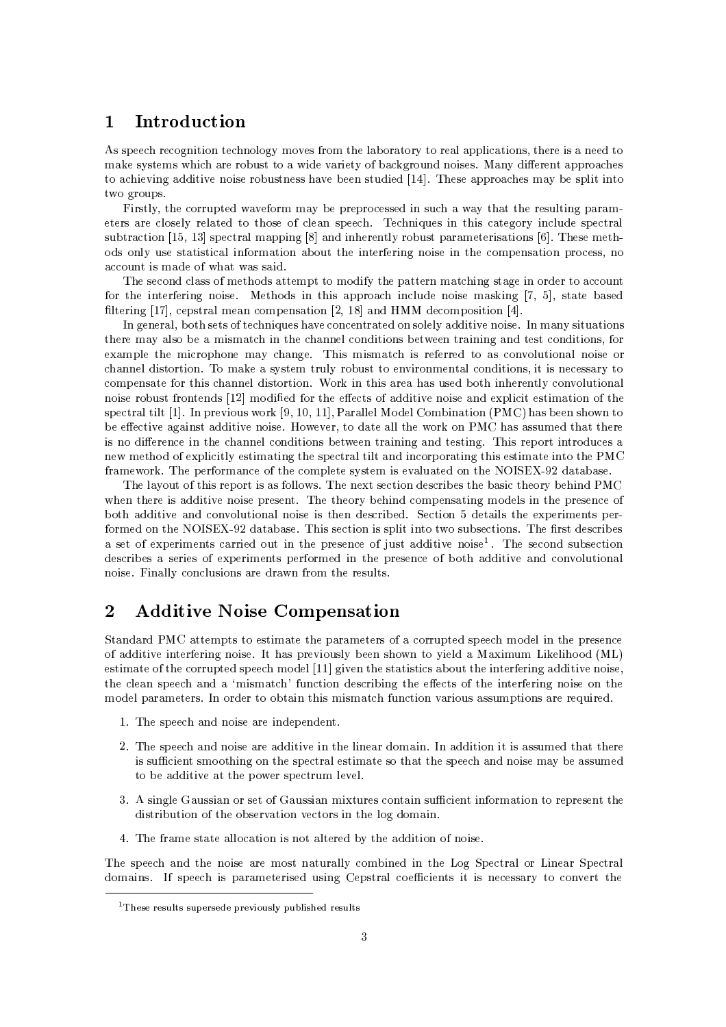# 1 Introduction

As speech recognition technology moves from the laboratory to real applications, there is a need to make systems which are robust to a wide variety of background noises. Many different approaches to achieving additive noise robustness have been studied [14]. These approaches may be split into two groups.

Firstly, the corrupted waveform may be preprocessed in such a way that the resulting parameters are closely related to those of clean speech. Techniques in this category include spectral subtraction [15, 13] spectral mapping [8] and inherently robust parameterisations [6]. These methods only use statistical information about the interfering noise in the compensation process, no account is made of what was said.

The second class of methods attempt to modify the pattern matching stage in order to account for the interfering noise. Methods in this approach include noise masking [7, 5], state based filtering [17], cepstral mean compensation [2, 18] and HMM decomposition [4].

In general, both sets of techniques have concentrated on solely additive noise. In many situations there may also be a mismatch in the channel conditions between training and test conditions, for example the microphone may change. This mismatch is referred to as convolutional noise or channel distortion. To make a system truly robust to environmental conditions, it is necessary to compensate for this channel distortion. Work in this area has used both inherently convolutional noise robust frontends [12] modified for the effects of additive noise and explicit estimation of the spectral tilt [1]. In previous work [9, 10, 11], Parallel Model Combination (PMC) has been shown to be effective against additive noise. However, to date all the work on PMC has assumed that there is no difference in the channel conditions between training and testing. This report introduces a new method of explicitly estimating the spectral tilt and incorporating this estimate into the PMC framework. The performance of the complete system is evaluated on the NOISEX-92 database.

The layout of this report is as follows. The next section describes the basic theory behind PMC when there is additive noise present. The theory behind compensating models in the presence of both additive and convolutional noise is then described. Section 5 details the experiments performed on the NOISEX-92 database. This section is split into two subsections. The first describes a set of experiments carried out in the presence of just additive noise[1]. The second subsection describes a series of experiments performed in the presence of both additive and convolutional noise. Finally conclusions are drawn from the results.

# 2 Additive Noise Compensation

Standard PMC attempts to estimate the parameters of a corrupted speech model in the presence of additive interfering noise. It has previously been shown to yield a Maximum Likelihood (ML) estimate of the corrupted speech model [11] given the statistics about the interfering additive noise, the clean speech and a 'mismatch' function describing the effects of the interfering noise on the model parameters. In order to obtain this mismatch function various assumptions are required.

1. The speech and noise are independent.
2. The speech and noise are additive in the linear domain. In addition it is assumed that there is sufficient smoothing on the spectral estimate so that the speech and noise may be assumed to be additive at the power spectrum level.
3. A single Gaussian or set of Gaussian mixtures contain sufficient information to represent the distribution of the observation vectors in the log domain.
4. The frame state allocation is not altered by the addition of noise.

The speech and the noise are most naturally combined in the Log Spectral or Linear Spectral domains. If speech is parameterised using Cepstral coefficients it is necessary to convert the

[1] These results supersede previously published results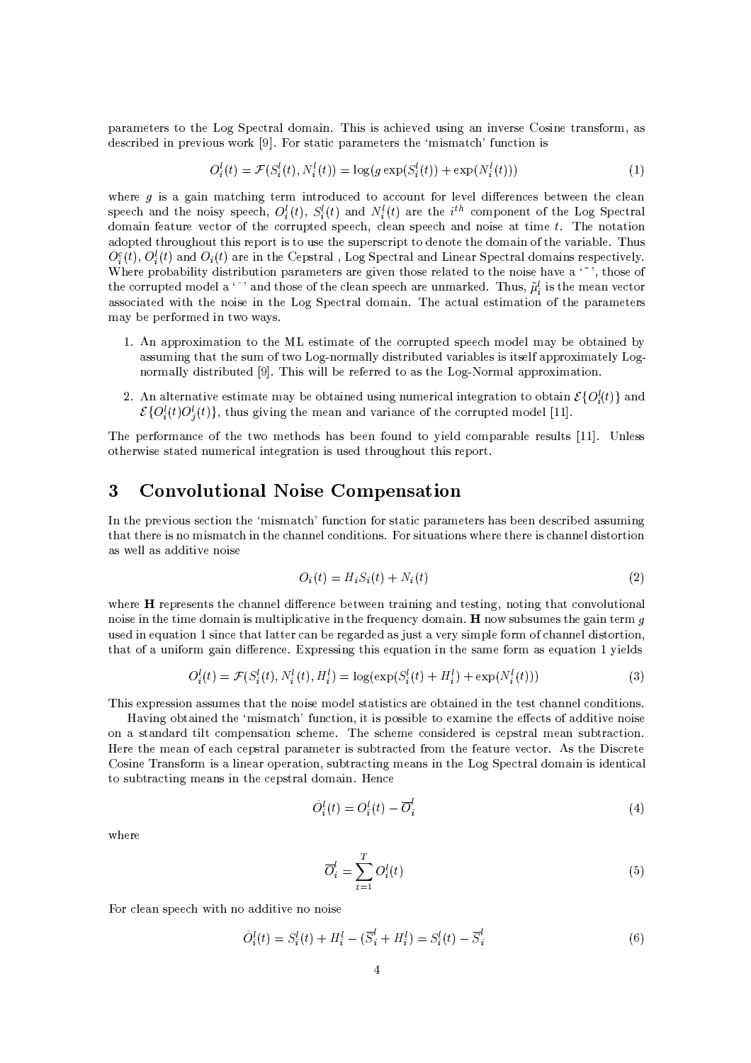parameters to the Log Spectral domain. This is achieved using an inverse Cosine transform, as described in previous work [9]. For static parameters the 'mismatch' function is

$$O_i^l(t) = \mathcal{F}(S_i^l(t), N_i^l(t)) = \log(g\exp(S_i^l(t)) + \exp(N_i^l(t))) \tag{1}$$

where $g$ is a gain matching term introduced to account for level differences between the clean speech and the noisy speech, $O_i^l(t)$, $S_i^l(t)$ and $N_i^l(t)$ are the $i^{th}$ component of the Log Spectral domain feature vector of the corrupted speech, clean speech and noise at time $t$. The notation adopted throughout this report is to use the superscript to denote the domain of the variable. Thus $O_i^c(t)$, $O_i^l(t)$ and $O_i(t)$ are in the Cepstral , Log Spectral and Linear Spectral domains respectively. Where probability distribution parameters are given those related to the noise have a '$\tilde{\ }$', those of the corrupted model a '$\hat{\ }$' and those of the clean speech are unmarked. Thus, $\tilde{\mu}_i^l$ is the mean vector associated with the noise in the Log Spectral domain. The actual estimation of the parameters may be performed in two ways.

1. An approximation to the ML estimate of the corrupted speech model may be obtained by assuming that the sum of two Log-normally distributed variables is itself approximately Log-normally distributed [9]. This will be referred to as the Log-Normal approximation.
2. An alternative estimate may be obtained using numerical integration to obtain $\mathcal{E}\{O_i^l(t)\}$ and $\mathcal{E}\{O_i^l(t)O_j^l(t)\}$, thus giving the mean and variance of the corrupted model [11].

The performance of the two methods has been found to yield comparable results [11]. Unless otherwise stated numerical integration is used throughout this report.

# 3 Convolutional Noise Compensation

In the previous section the 'mismatch' function for static parameters has been described assuming that there is no mismatch in the channel conditions. For situations where there is channel distortion as well as additive noise

$$O_i(t) = H_i S_i(t) + N_i(t) \tag{2}$$

where $\mathbf{H}$ represents the channel difference between training and testing, noting that convolutional noise in the time domain is multiplicative in the frequency domain. $\mathbf{H}$ now subsumes the gain term $g$ used in equation 1 since that latter can be regarded as just a very simple form of channel distortion, that of a uniform gain difference. Expressing this equation in the same form as equation 1 yields

$$O_i^l(t) = \mathcal{F}(S_i^l(t), N_i^l(t), H_i^l) = \log(\exp(S_i^l(t) + H_i^l) + \exp(N_i^l(t))) \tag{3}$$

This expression assumes that the noise model statistics are obtained in the test channel conditions.

Having obtained the 'mismatch' function, it is possible to examine the effects of additive noise on a standard tilt compensation scheme. The scheme considered is cepstral mean subtraction. Here the mean of each cepstral parameter is subtracted from the feature vector. As the Discrete Cosine Transform is a linear operation, subtracting means in the Log Spectral domain is identical to subtracting means in the cepstral domain. Hence

$$\hat{O}_i^l(t) = O_i^l(t) - \overline{O}_i^l \tag{4}$$

where

$$\overline{O}_i^l = \sum_{t=1}^{T} O_i^l(t) \tag{5}$$

For clean speech with no additive no noise

$$\hat{O}_i^l(t) = S_i^l(t) + H_i^l - (\overline{S}_i^l + H_i^l) = S_i^l(t) - \overline{S}_i^l \tag{6}$$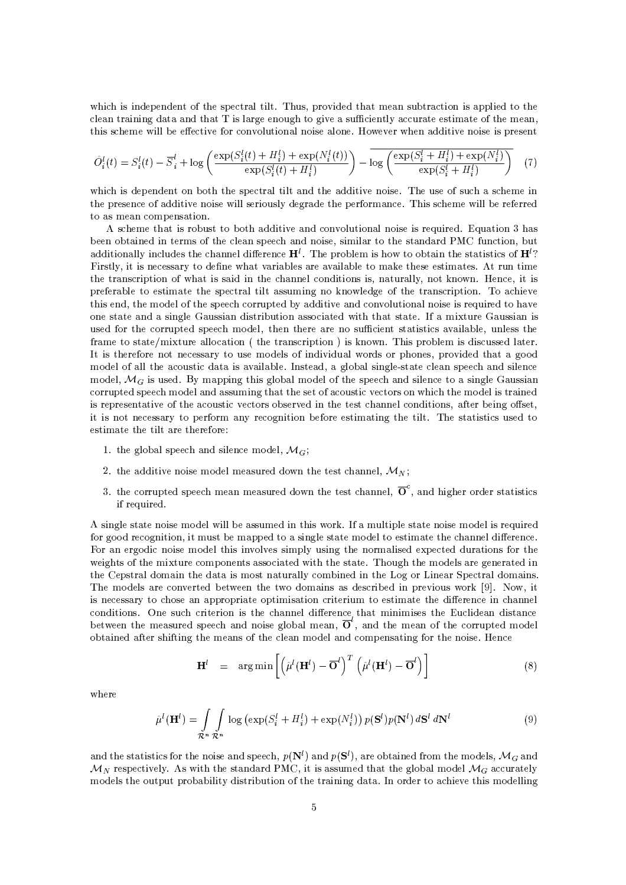which is independent of the spectral tilt. Thus, provided that mean subtraction is applied to the clean training data and that T is large enough to give a sufficiently accurate estimate of the mean, this scheme will be effective for convolutional noise alone. However when additive noise is present

$$\hat{O}_i^l(t) = S_i^l(t) - \overline{S}_i^l + \log\left(\frac{\exp(S_i^l(t) + H_i^l) + \exp(N_i^l(t))}{\exp(S_i^l(t) + H_i^l)}\right) - \overline{\log\left(\frac{\exp(S_i^l + H_i^l) + \exp(N_i^l)}{\exp(S_i^l + H_i^l)}\right)} \quad (7)$$

which is dependent on both the spectral tilt and the additive noise. The use of such a scheme in the presence of additive noise will seriously degrade the performance. This scheme will be referred to as mean compensation.

A scheme that is robust to both additive and convolutional noise is required. Equation 3 has been obtained in terms of the clean speech and noise, similar to the standard PMC function, but additionally includes the channel difference $\mathbf{H}^l$. The problem is how to obtain the statistics of $\mathbf{H}^l$? Firstly, it is necessary to define what variables are available to make these estimates. At run time the transcription of what is said in the channel conditions is, naturally, not known. Hence, it is preferable to estimate the spectral tilt assuming no knowledge of the transcription. To achieve this end, the model of the speech corrupted by additive and convolutional noise is required to have one state and a single Gaussian distribution associated with that state. If a mixture Gaussian is used for the corrupted speech model, then there are no sufficient statistics available, unless the frame to state/mixture allocation ( the transcription ) is known. This problem is discussed later. It is therefore not necessary to use models of individual words or phones, provided that a good model of all the acoustic data is available. Instead, a global single-state clean speech and silence model, $\mathcal{M}_G$ is used. By mapping this global model of the speech and silence to a single Gaussian corrupted speech model and assuming that the set of acoustic vectors on which the model is trained is representative of the acoustic vectors observed in the test channel conditions, after being offset, it is not necessary to perform any recognition before estimating the tilt. The statistics used to estimate the tilt are therefore:

1. the global speech and silence model, $\mathcal{M}_G$;
2. the additive noise model measured down the test channel, $\mathcal{M}_N$;
3. the corrupted speech mean measured down the test channel, $\overline{\mathbf{O}}^c$, and higher order statistics if required.

A single state noise model will be assumed in this work. If a multiple state noise model is required for good recognition, it must be mapped to a single state model to estimate the channel difference. For an ergodic noise model this involves simply using the normalised expected durations for the weights of the mixture components associated with the state. Though the models are generated in the Cepstral domain the data is most naturally combined in the Log or Linear Spectral domains. The models are converted between the two domains as described in previous work [9]. Now, it is necessary to chose an appropriate optimisation criterium to estimate the difference in channel conditions. One such criterion is the channel difference that minimises the Euclidean distance between the measured speech and noise global mean, $\overline{\mathbf{O}}^l$, and the mean of the corrupted model obtained after shifting the means of the clean model and compensating for the noise. Hence

$$\mathbf{H}^l \quad = \quad \arg\min\left[\left(\hat{\mu}^l(\mathbf{H}^l) - \overline{\mathbf{O}}^l\right)^T \left(\hat{\mu}^l(\mathbf{H}^l) - \overline{\mathbf{O}}^l\right)\right] \quad (8)$$

where

$$\hat{\mu}^l(\mathbf{H}^l) = \int_{\mathcal{R}^n}\int_{\mathcal{R}^n} \log\left(\exp(S_i^l + H_i^l) + \exp(N_i^l)\right) p(\mathbf{S}^l) p(\mathbf{N}^l)\, d\mathbf{S}^l\, d\mathbf{N}^l \quad (9)$$

and the statistics for the noise and speech, $p(\mathbf{N}^l)$ and $p(\mathbf{S}^l)$, are obtained from the models, $\mathcal{M}_G$ and $\mathcal{M}_N$ respectively. As with the standard PMC, it is assumed that the global model $\mathcal{M}_G$ accurately models the output probability distribution of the training data. In order to achieve this modelling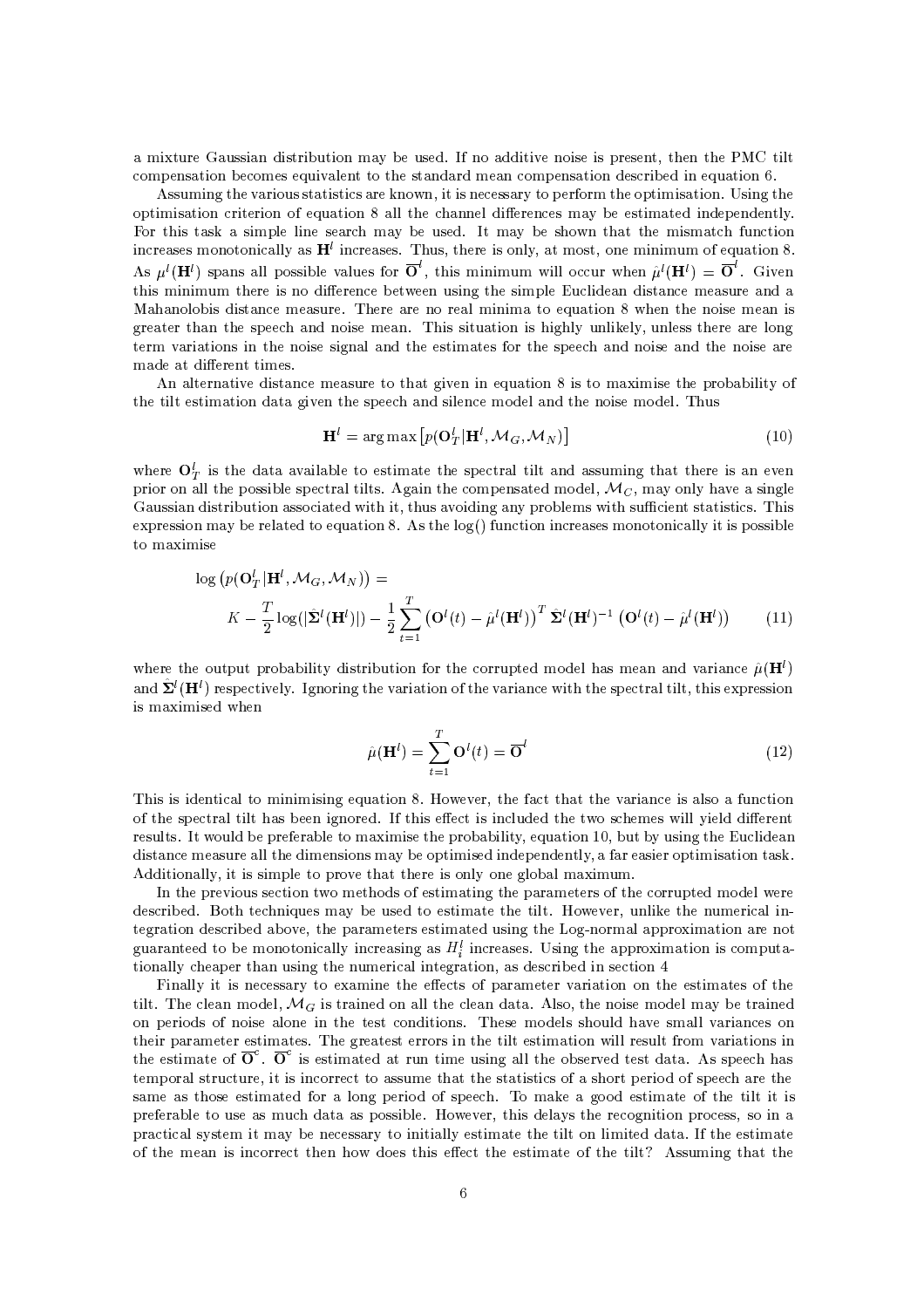a mixture Gaussian distribution may be used. If no additive noise is present, then the PMC tilt compensation becomes equivalent to the standard mean compensation described in equation 6.

Assuming the various statistics are known, it is necessary to perform the optimisation. Using the optimisation criterion of equation 8 all the channel differences may be estimated independently. For this task a simple line search may be used. It may be shown that the mismatch function increases monotonically as $\mathbf{H}^l$ increases. Thus, there is only, at most, one minimum of equation 8. As $\mu^l(\mathbf{H}^l)$ spans all possible values for $\overline{\mathbf{O}}^l$, this minimum will occur when $\hat{\mu}^l(\mathbf{H}^l) = \overline{\mathbf{O}}^l$. Given this minimum there is no difference between using the simple Euclidean distance measure and a Mahanolobis distance measure. There are no real minima to equation 8 when the noise mean is greater than the speech and noise mean. This situation is highly unlikely, unless there are long term variations in the noise signal and the estimates for the speech and noise and the noise are made at different times.

An alternative distance measure to that given in equation 8 is to maximise the probability of the tilt estimation data given the speech and silence model and the noise model. Thus

$$\mathbf{H}^l = \arg\max\left[p(\mathbf{O}^l_T|\mathbf{H}^l, \mathcal{M}_G, \mathcal{M}_N)\right] \tag{10}$$

where $\mathbf{O}^l_T$ is the data available to estimate the spectral tilt and assuming that there is an even prior on all the possible spectral tilts. Again the compensated model, $\mathcal{M}_C$, may only have a single Gaussian distribution associated with it, thus avoiding any problems with sufficient statistics. This expression may be related to equation 8. As the log() function increases monotonically it is possible to maximise

$$\log\left(p(\mathbf{O}^l_T|\mathbf{H}^l, \mathcal{M}_G, \mathcal{M}_N)\right) =$$
$$K - \frac{T}{2}\log(|\hat{\mathbf{\Sigma}}^l(\mathbf{H}^l)|) - \frac{1}{2}\sum_{t=1}^{T}\left(\mathbf{O}^l(t) - \hat{\mu}^l(\mathbf{H}^l)\right)^T \hat{\mathbf{\Sigma}}^l(\mathbf{H}^l)^{-1}\left(\mathbf{O}^l(t) - \hat{\mu}^l(\mathbf{H}^l)\right) \tag{11}$$

where the output probability distribution for the corrupted model has mean and variance $\hat{\mu}(\mathbf{H}^l)$ and $\hat{\mathbf{\Sigma}}^l(\mathbf{H}^l)$ respectively. Ignoring the variation of the variance with the spectral tilt, this expression is maximised when

$$\hat{\mu}(\mathbf{H}^l) = \sum_{t=1}^{T}\mathbf{O}^l(t) = \overline{\mathbf{O}}^l \tag{12}$$

This is identical to minimising equation 8. However, the fact that the variance is also a function of the spectral tilt has been ignored. If this effect is included the two schemes will yield different results. It would be preferable to maximise the probability, equation 10, but by using the Euclidean distance measure all the dimensions may be optimised independently, a far easier optimisation task. Additionally, it is simple to prove that there is only one global maximum.

In the previous section two methods of estimating the parameters of the corrupted model were described. Both techniques may be used to estimate the tilt. However, unlike the numerical integration described above, the parameters estimated using the Log-normal approximation are not guaranteed to be monotonically increasing as $H^l_i$ increases. Using the approximation is computationally cheaper than using the numerical integration, as described in section 4

Finally it is necessary to examine the effects of parameter variation on the estimates of the tilt. The clean model, $\mathcal{M}_G$ is trained on all the clean data. Also, the noise model may be trained on periods of noise alone in the test conditions. These models should have small variances on their parameter estimates. The greatest errors in the tilt estimation will result from variations in the estimate of $\overline{\mathbf{O}}^c$. $\overline{\mathbf{O}}^c$ is estimated at run time using all the observed test data. As speech has temporal structure, it is incorrect to assume that the statistics of a short period of speech are the same as those estimated for a long period of speech. To make a good estimate of the tilt it is preferable to use as much data as possible. However, this delays the recognition process, so in a practical system it may be necessary to initially estimate the tilt on limited data. If the estimate of the mean is incorrect then how does this effect the estimate of the tilt? Assuming that the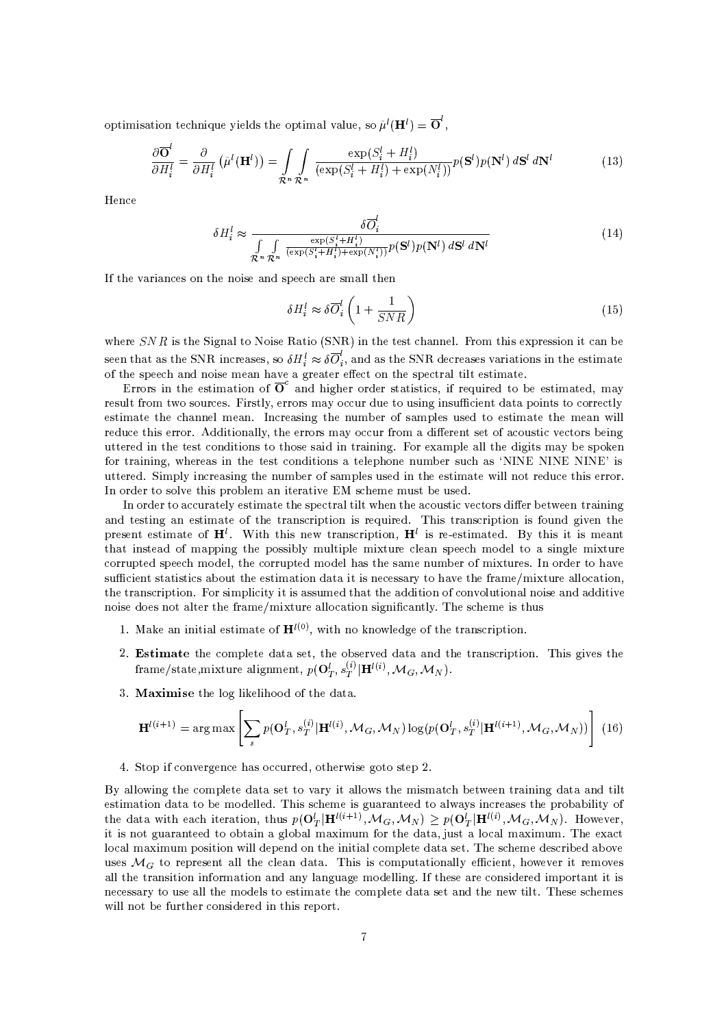optimisation technique yields the optimal value, so $\hat{\mu}^l(\mathbf{H}^l) = \overline{\mathbf{O}}^l$,

$$\frac{\partial \overline{\mathbf{O}}^l}{\partial H_i^l} = \frac{\partial}{\partial H_i^l}\left(\hat{\mu}^l(\mathbf{H}^l)\right) = \int_{\mathcal{R}^n}\int_{\mathcal{R}^n} \frac{\exp(S_i^l + H_i^l)}{(\exp(S_i^l + H_i^l) + \exp(N_i^l))} p(\mathbf{S}^l) p(\mathbf{N}^l)\, d\mathbf{S}^l\, d\mathbf{N}^l \tag{13}$$

Hence

$$\delta H_i^l \approx \frac{\delta \overline{O}_i^l}{\int_{\mathcal{R}^n}\int_{\mathcal{R}^n} \frac{\exp(S_i^l + H_i^l)}{(\exp(S_i^l + H_i^l) + \exp(N_i^l))} p(\mathbf{S}^l) p(\mathbf{N}^l)\, d\mathbf{S}^l\, d\mathbf{N}^l} \tag{14}$$

If the variances on the noise and speech are small then

$$\delta H_i^l \approx \delta \overline{O}_i^l \left(1 + \frac{1}{SNR}\right) \tag{15}$$

where $SNR$ is the Signal to Noise Ratio (SNR) in the test channel. From this expression it can be seen that as the SNR increases, so $\delta H_i^l \approx \delta \overline{O}_i^l$, and as the SNR decreases variations in the estimate of the speech and noise mean have a greater effect on the spectral tilt estimate.

Errors in the estimation of $\overline{\mathbf{O}}^c$ and higher order statistics, if required to be estimated, may result from two sources. Firstly, errors may occur due to using insufficient data points to correctly estimate the channel mean. Increasing the number of samples used to estimate the mean will reduce this error. Additionally, the errors may occur from a different set of acoustic vectors being uttered in the test conditions to those said in training. For example all the digits may be spoken for training, whereas in the test conditions a telephone number such as 'NINE NINE NINE' is uttered. Simply increasing the number of samples used in the estimate will not reduce this error. In order to solve this problem an iterative EM scheme must be used.

In order to accurately estimate the spectral tilt when the acoustic vectors differ between training and testing an estimate of the transcription is required. This transcription is found given the present estimate of $\mathbf{H}^l$. With this new transcription, $\mathbf{H}^l$ is re-estimated. By this it is meant that instead of mapping the possibly multiple mixture clean speech model to a single mixture corrupted speech model, the corrupted model has the same number of mixtures. In order to have sufficient statistics about the estimation data it is necessary to have the frame/mixture allocation, the transcription. For simplicity it is assumed that the addition of convolutional noise and additive noise does not alter the frame/mixture allocation significantly. The scheme is thus

1. Make an initial estimate of $\mathbf{H}^{l(0)}$, with no knowledge of the transcription.

2. **Estimate** the complete data set, the observed data and the transcription. This gives the frame/state,mixture alignment, $p(\mathbf{O}_T^l, s_T^{(i)} | \mathbf{H}^{l(i)}, \mathcal{M}_G, \mathcal{M}_N)$.

3. **Maximise** the log likelihood of the data.

$$\mathbf{H}^{l(i+1)} = \arg\max \left[ \sum_s p(\mathbf{O}_T^l, s_T^{(i)} | \mathbf{H}^{l(i)}, \mathcal{M}_G, \mathcal{M}_N) \log(p(\mathbf{O}_T^l, s_T^{(i)} | \mathbf{H}^{l(i+1)}, \mathcal{M}_G, \mathcal{M}_N)) \right] \tag{16}$$

4. Stop if convergence has occurred, otherwise goto step 2.

By allowing the complete data set to vary it allows the mismatch between training data and tilt estimation data to be modelled. This scheme is guaranteed to always increases the probability of the data with each iteration, thus $p(\mathbf{O}_T^l | \mathbf{H}^{l(i+1)}, \mathcal{M}_G, \mathcal{M}_N) \geq p(\mathbf{O}_T^l | \mathbf{H}^{l(i)}, \mathcal{M}_G, \mathcal{M}_N)$. However, it is not guaranteed to obtain a global maximum for the data, just a local maximum. The exact local maximum position will depend on the initial complete data set. The scheme described above uses $\mathcal{M}_G$ to represent all the clean data. This is computationally efficient, however it removes all the transition information and any language modelling. If these are considered important it is necessary to use all the models to estimate the complete data set and the new tilt. These schemes will not be further considered in this report.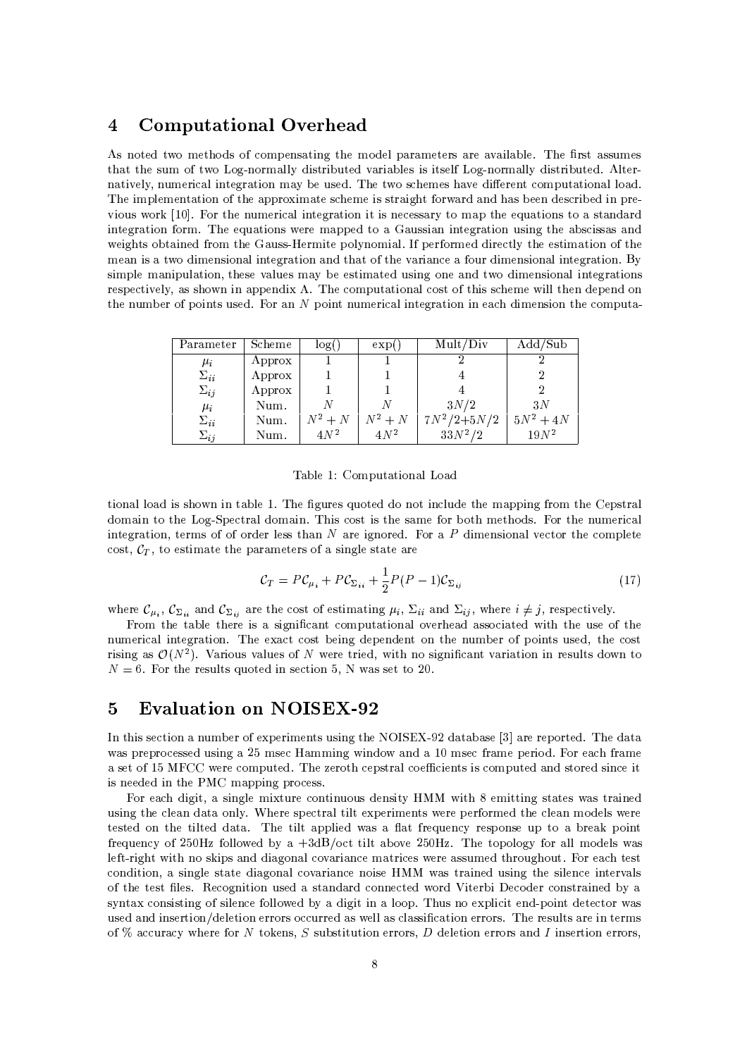## 4 Computational Overhead

As noted two methods of compensating the model parameters are available. The first assumes that the sum of two Log-normally distributed variables is itself Log-normally distributed. Alternatively, numerical integration may be used. The two schemes have different computational load. The implementation of the approximate scheme is straight forward and has been described in previous work [10]. For the numerical integration it is necessary to map the equations to a standard integration form. The equations were mapped to a Gaussian integration using the abscissas and weights obtained from the Gauss-Hermite polynomial. If performed directly the estimation of the mean is a two dimensional integration and that of the variance a four dimensional integration. By simple manipulation, these values may be estimated using one and two dimensional integrations respectively, as shown in appendix A. The computational cost of this scheme will then depend on the number of points used. For an $N$ point numerical integration in each dimension the computational load is shown in table 1. The figures quoted do not include the mapping from the Cepstral domain to the Log-Spectral domain. This cost is the same for both methods. For the numerical integration, terms of of order less than $N$ are ignored. For a $P$ dimensional vector the complete cost, $\mathcal{C}_T$, to estimate the parameters of a single state are

| Parameter | Scheme | log() | exp() | Mult/Div | Add/Sub |
|---|---|---|---|---|---|
| $\mu_i$ | Approx | 1 | 1 | 2 | 2 |
| $\Sigma_{ii}$ | Approx | 1 | 1 | 4 | 2 |
| $\Sigma_{ij}$ | Approx | 1 | 1 | 4 | 2 |
| $\mu_i$ | Num. | $N$ | $N$ | $3N/2$ | $3N$ |
| $\Sigma_{ii}$ | Num. | $N^2+N$ | $N^2+N$ | $7N^2/2$+$5N/2$ | $5N^2+4N$ |
| $\Sigma_{ij}$ | Num. | $4N^2$ | $4N^2$ | $33N^2/2$ | $19N^2$ |

Table 1: Computational Load

$$\mathcal{C}_T = P\mathcal{C}_{\mu_i} + P\mathcal{C}_{\Sigma_{ii}} + \frac{1}{2}P(P-1)\mathcal{C}_{\Sigma_{ij}} \tag{17}$$

where $\mathcal{C}_{\mu_i}$, $\mathcal{C}_{\Sigma_{ii}}$ and $\mathcal{C}_{\Sigma_{ij}}$ are the cost of estimating $\mu_i$, $\Sigma_{ii}$ and $\Sigma_{ij}$, where $i \neq j$, respectively.

From the table there is a significant computational overhead associated with the use of the numerical integration. The exact cost being dependent on the number of points used, the cost rising as $\mathcal{O}(N^2)$. Various values of $N$ were tried, with no significant variation in results down to $N = 6$. For the results quoted in section 5, N was set to 20.

## 5 Evaluation on NOISEX-92

In this section a number of experiments using the NOISEX-92 database [3] are reported. The data was preprocessed using a 25 msec Hamming window and a 10 msec frame period. For each frame a set of 15 MFCC were computed. The zeroth cepstral coefficients is computed and stored since it is needed in the PMC mapping process.

For each digit, a single mixture continuous density HMM with 8 emitting states was trained using the clean data only. Where spectral tilt experiments were performed the clean models were tested on the tilted data. The tilt applied was a flat frequency response up to a break point frequency of 250Hz followed by a +3dB/oct tilt above 250Hz. The topology for all models was left-right with no skips and diagonal covariance matrices were assumed throughout. For each test condition, a single state diagonal covariance noise HMM was trained using the silence intervals of the test files. Recognition used a standard connected word Viterbi Decoder constrained by a syntax consisting of silence followed by a digit in a loop. Thus no explicit end-point detector was used and insertion/deletion errors occurred as well as classification errors. The results are in terms of % accuracy where for $N$ tokens, $S$ substitution errors, $D$ deletion errors and $I$ insertion errors,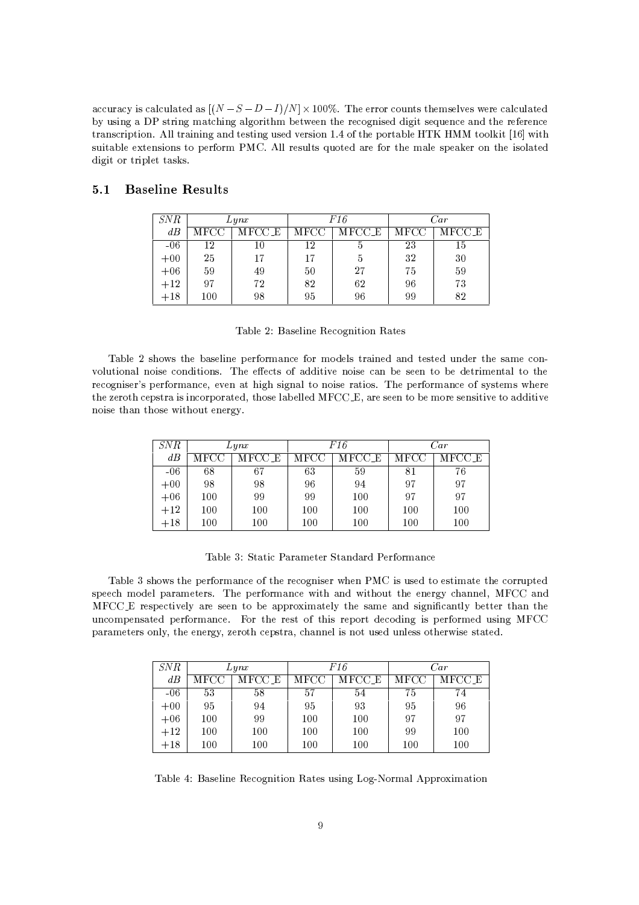accuracy is calculated as $[(N-S-D-I)/N] \times 100\%$. The error counts themselves were calculated by using a DP string matching algorithm between the recognised digit sequence and the reference transcription. All training and testing used version 1.4 of the portable HTK HMM toolkit [16] with suitable extensions to perform PMC. All results quoted are for the male speaker on the isolated digit or triplet tasks.

## 5.1 Baseline Results

| *SNR* | *Lynx* | | *F16* | | *Car* | |
|---|---|---|---|---|---|---|
| *dB* | MFCC | MFCC_E | MFCC | MFCC_E | MFCC | MFCC_E |
| -06 | 12 | 10 | 12 | 5 | 23 | 15 |
| +00 | 25 | 17 | 17 | 5 | 32 | 30 |
| +06 | 59 | 49 | 50 | 27 | 75 | 59 |
| +12 | 97 | 72 | 82 | 62 | 96 | 73 |
| +18 | 100 | 98 | 95 | 96 | 99 | 82 |

Table 2: Baseline Recognition Rates

Table 2 shows the baseline performance for models trained and tested under the same convolutional noise conditions. The effects of additive noise can be seen to be detrimental to the recogniser's performance, even at high signal to noise ratios. The performance of systems where the zeroth cepstra is incorporated, those labelled MFCC_E, are seen to be more sensitive to additive noise than those without energy.

| *SNR* | *Lynx* | | *F16* | | *Car* | |
|---|---|---|---|---|---|---|
| *dB* | MFCC | MFCC_E | MFCC | MFCC_E | MFCC | MFCC_E |
| -06 | 68 | 67 | 63 | 59 | 81 | 76 |
| +00 | 98 | 98 | 96 | 94 | 97 | 97 |
| +06 | 100 | 99 | 99 | 100 | 97 | 97 |
| +12 | 100 | 100 | 100 | 100 | 100 | 100 |
| +18 | 100 | 100 | 100 | 100 | 100 | 100 |

Table 3: Static Parameter Standard Performance

Table 3 shows the performance of the recogniser when PMC is used to estimate the corrupted speech model parameters. The performance with and without the energy channel, MFCC and MFCC_E respectively are seen to be approximately the same and significantly better than the uncompensated performance. For the rest of this report decoding is performed using MFCC parameters only, the energy, zeroth cepstra, channel is not used unless otherwise stated.

| *SNR* | *Lynx* | | *F16* | | *Car* | |
|---|---|---|---|---|---|---|
| *dB* | MFCC | MFCC_E | MFCC | MFCC_E | MFCC | MFCC_E |
| -06 | 53 | 58 | 57 | 54 | 75 | 74 |
| +00 | 95 | 94 | 95 | 93 | 95 | 96 |
| +06 | 100 | 99 | 100 | 100 | 97 | 97 |
| +12 | 100 | 100 | 100 | 100 | 99 | 100 |
| +18 | 100 | 100 | 100 | 100 | 100 | 100 |

Table 4: Baseline Recognition Rates using Log-Normal Approximation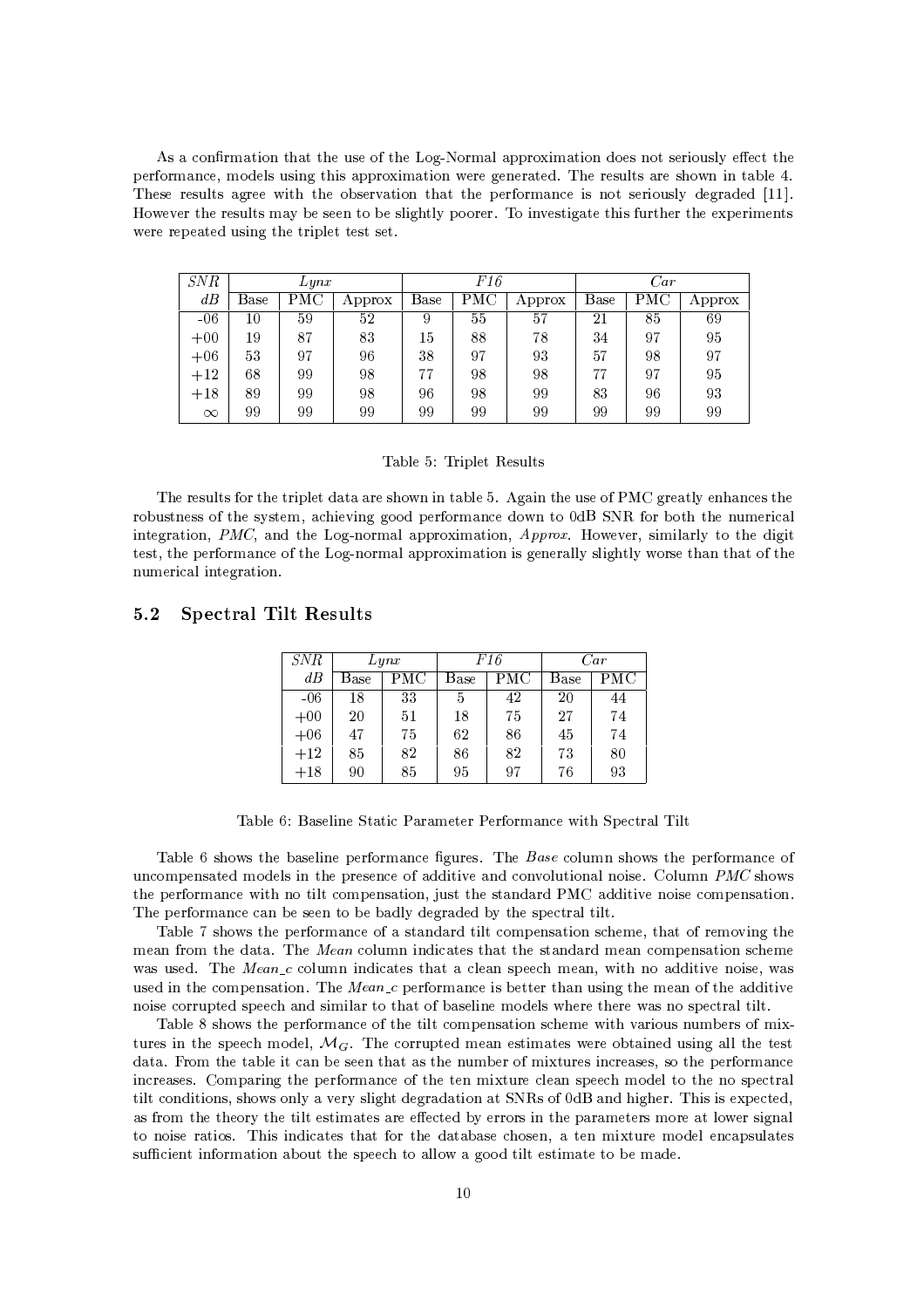As a confirmation that the use of the Log-Normal approximation does not seriously effect the performance, models using this approximation were generated. The results are shown in table 4. These results agree with the observation that the performance is not seriously degraded [11]. However the results may be seen to be slightly poorer. To investigate this further the experiments were repeated using the triplet test set.

| *SNR* | *Lynx* | | | *F16* | | | *Car* | | |
|---|---|---|---|---|---|---|---|---|---|
| *dB* | Base | PMC | Approx | Base | PMC | Approx | Base | PMC | Approx |
| -06 | 10 | 59 | 52 | 9 | 55 | 57 | 21 | 85 | 69 |
| +00 | 19 | 87 | 83 | 15 | 88 | 78 | 34 | 97 | 95 |
| +06 | 53 | 97 | 96 | 38 | 97 | 93 | 57 | 98 | 97 |
| +12 | 68 | 99 | 98 | 77 | 98 | 98 | 77 | 97 | 95 |
| +18 | 89 | 99 | 98 | 96 | 98 | 99 | 83 | 96 | 93 |
| $\infty$ | 99 | 99 | 99 | 99 | 99 | 99 | 99 | 99 | 99 |

Table 5: Triplet Results

The results for the triplet data are shown in table 5. Again the use of PMC greatly enhances the robustness of the system, achieving good performance down to 0dB SNR for both the numerical integration, *PMC*, and the Log-normal approximation, *Approx*. However, similarly to the digit test, the performance of the Log-normal approximation is generally slightly worse than that of the numerical integration.

## 5.2 Spectral Tilt Results

| *SNR* | *Lynx* | | *F16* | | *Car* | |
|---|---|---|---|---|---|---|
| *dB* | Base | PMC | Base | PMC | Base | PMC |
| -06 | 18 | 33 | 5 | 42 | 20 | 44 |
| +00 | 20 | 51 | 18 | 75 | 27 | 74 |
| +06 | 47 | 75 | 62 | 86 | 45 | 74 |
| +12 | 85 | 82 | 86 | 82 | 73 | 80 |
| +18 | 90 | 85 | 95 | 97 | 76 | 93 |

Table 6: Baseline Static Parameter Performance with Spectral Tilt

Table 6 shows the baseline performance figures. The *Base* column shows the performance of uncompensated models in the presence of additive and convolutional noise. Column *PMC* shows the performance with no tilt compensation, just the standard PMC additive noise compensation. The performance can be seen to be badly degraded by the spectral tilt.

Table 7 shows the performance of a standard tilt compensation scheme, that of removing the mean from the data. The *Mean* column indicates that the standard mean compensation scheme was used. The *Mean_c* column indicates that a clean speech mean, with no additive noise, was used in the compensation. The *Mean_c* performance is better than using the mean of the additive noise corrupted speech and similar to that of baseline models where there was no spectral tilt.

Table 8 shows the performance of the tilt compensation scheme with various numbers of mixtures in the speech model, $\mathcal{M}_G$. The corrupted mean estimates were obtained using all the test data. From the table it can be seen that as the number of mixtures increases, so the performance increases. Comparing the performance of the ten mixture clean speech model to the no spectral tilt conditions, shows only a very slight degradation at SNRs of 0dB and higher. This is expected, as from the theory the tilt estimates are effected by errors in the parameters more at lower signal to noise ratios. This indicates that for the database chosen, a ten mixture model encapsulates sufficient information about the speech to allow a good tilt estimate to be made.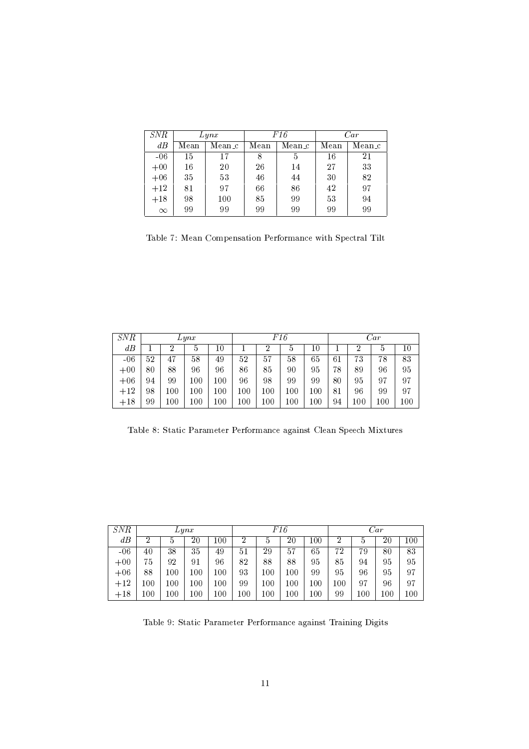| *SNR* | *Lynx* | | *F16* | | *Car* | |
|---|---|---|---|---|---|---|
| *dB* | Mean | Mean_c | Mean | Mean_c | Mean | Mean_c |
| -06 | 15 | 17 | 8 | 5 | 16 | 21 |
| +00 | 16 | 20 | 26 | 14 | 27 | 33 |
| +06 | 35 | 53 | 46 | 44 | 30 | 82 |
| +12 | 81 | 97 | 66 | 86 | 42 | 97 |
| +18 | 98 | 100 | 85 | 99 | 53 | 94 |
| $\infty$ | 99 | 99 | 99 | 99 | 99 | 99 |

Table 7: Mean Compensation Performance with Spectral Tilt

| *SNR* | *Lynx* | | | | *F16* | | | | *Car* | | | |
|---|---|---|---|---|---|---|---|---|---|---|---|---|
| *dB* | 1 | 2 | 5 | 10 | 1 | 2 | 5 | 10 | 1 | 2 | 5 | 10 |
| -06 | 52 | 47 | 58 | 49 | 52 | 57 | 58 | 65 | 61 | 73 | 78 | 83 |
| +00 | 80 | 88 | 96 | 96 | 86 | 85 | 90 | 95 | 78 | 89 | 96 | 95 |
| +06 | 94 | 99 | 100 | 100 | 96 | 98 | 99 | 99 | 80 | 95 | 97 | 97 |
| +12 | 98 | 100 | 100 | 100 | 100 | 100 | 100 | 100 | 81 | 96 | 99 | 97 |
| +18 | 99 | 100 | 100 | 100 | 100 | 100 | 100 | 100 | 94 | 100 | 100 | 100 |

Table 8: Static Parameter Performance against Clean Speech Mixtures

| *SNR* | *Lynx* | | | | *F16* | | | | *Car* | | | |
|---|---|---|---|---|---|---|---|---|---|---|---|---|
| *dB* | 2 | 5 | 20 | 100 | 2 | 5 | 20 | 100 | 2 | 5 | 20 | 100 |
| -06 | 40 | 38 | 35 | 49 | 51 | 29 | 57 | 65 | 72 | 79 | 80 | 83 |
| +00 | 75 | 92 | 91 | 96 | 82 | 88 | 88 | 95 | 85 | 94 | 95 | 95 |
| +06 | 88 | 100 | 100 | 100 | 93 | 100 | 100 | 99 | 95 | 96 | 95 | 97 |
| +12 | 100 | 100 | 100 | 100 | 99 | 100 | 100 | 100 | 100 | 97 | 96 | 97 |
| +18 | 100 | 100 | 100 | 100 | 100 | 100 | 100 | 100 | 99 | 100 | 100 | 100 |

Table 9: Static Parameter Performance against Training Digits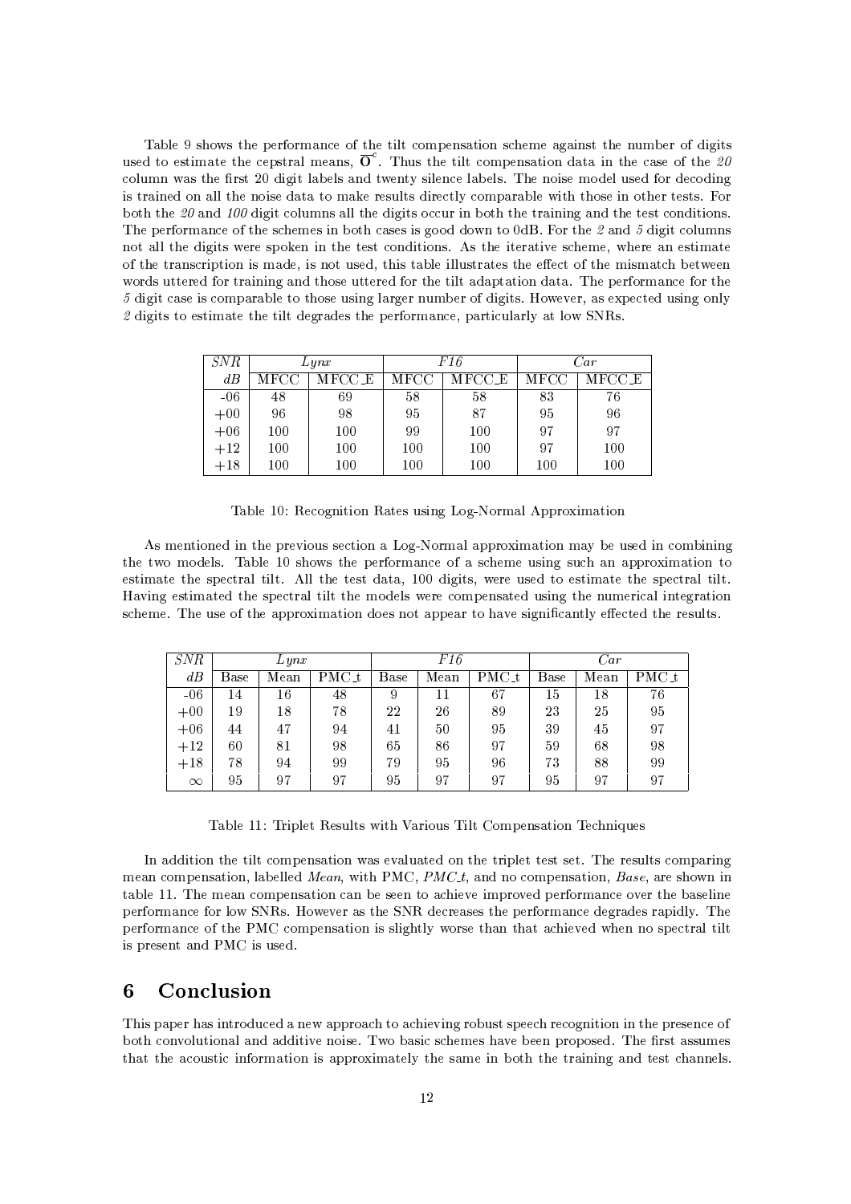Table 9 shows the performance of the tilt compensation scheme against the number of digits used to estimate the cepstral means, $\overline{\mathbf{O}}^c$. Thus the tilt compensation data in the case of the *20* column was the first 20 digit labels and twenty silence labels. The noise model used for decoding is trained on all the noise data to make results directly comparable with those in other tests. For both the *20* and *100* digit columns all the digits occur in both the training and the test conditions. The performance of the schemes in both cases is good down to 0dB. For the *2* and *5* digit columns not all the digits were spoken in the test conditions. As the iterative scheme, where an estimate of the transcription is made, is not used, this table illustrates the effect of the mismatch between words uttered for training and those uttered for the tilt adaptation data. The performance for the *5* digit case is comparable to those using larger number of digits. However, as expected using only *2* digits to estimate the tilt degrades the performance, particularly at low SNRs.

| *SNR* | *Lynx* | | *F16* | | *Car* | |
|---|---|---|---|---|---|---|
| *dB* | MFCC | MFCC_E | MFCC | MFCC_E | MFCC | MFCC_E |
| -06 | 48 | 69 | 58 | 58 | 83 | 76 |
| +00 | 96 | 98 | 95 | 87 | 95 | 96 |
| +06 | 100 | 100 | 99 | 100 | 97 | 97 |
| +12 | 100 | 100 | 100 | 100 | 97 | 100 |
| +18 | 100 | 100 | 100 | 100 | 100 | 100 |

Table 10: Recognition Rates using Log-Normal Approximation

As mentioned in the previous section a Log-Normal approximation may be used in combining the two models. Table 10 shows the performance of a scheme using such an approximation to estimate the spectral tilt. All the test data, 100 digits, were used to estimate the spectral tilt. Having estimated the spectral tilt the models were compensated using the numerical integration scheme. The use of the approximation does not appear to have significantly effected the results.

| *SNR* | *Lynx* | | | *F16* | | | *Car* | | |
|---|---|---|---|---|---|---|---|---|---|
| *dB* | Base | Mean | PMC_t | Base | Mean | PMC_t | Base | Mean | PMC_t |
| -06 | 14 | 16 | 48 | 9 | 11 | 67 | 15 | 18 | 76 |
| +00 | 19 | 18 | 78 | 22 | 26 | 89 | 23 | 25 | 95 |
| +06 | 44 | 47 | 94 | 41 | 50 | 95 | 39 | 45 | 97 |
| +12 | 60 | 81 | 98 | 65 | 86 | 97 | 59 | 68 | 98 |
| +18 | 78 | 94 | 99 | 79 | 95 | 96 | 73 | 88 | 99 |
| $\infty$ | 95 | 97 | 97 | 95 | 97 | 97 | 95 | 97 | 97 |

Table 11: Triplet Results with Various Tilt Compensation Techniques

In addition the tilt compensation was evaluated on the triplet test set. The results comparing mean compensation, labelled *Mean*, with PMC, *PMC_t*, and no compensation, *Base*, are shown in table 11. The mean compensation can be seen to achieve improved performance over the baseline performance for low SNRs. However as the SNR decreases the performance degrades rapidly. The performance of the PMC compensation is slightly worse than that achieved when no spectral tilt is present and PMC is used.

# 6 Conclusion

This paper has introduced a new approach to achieving robust speech recognition in the presence of both convolutional and additive noise. Two basic schemes have been proposed. The first assumes that the acoustic information is approximately the same in both the training and test channels.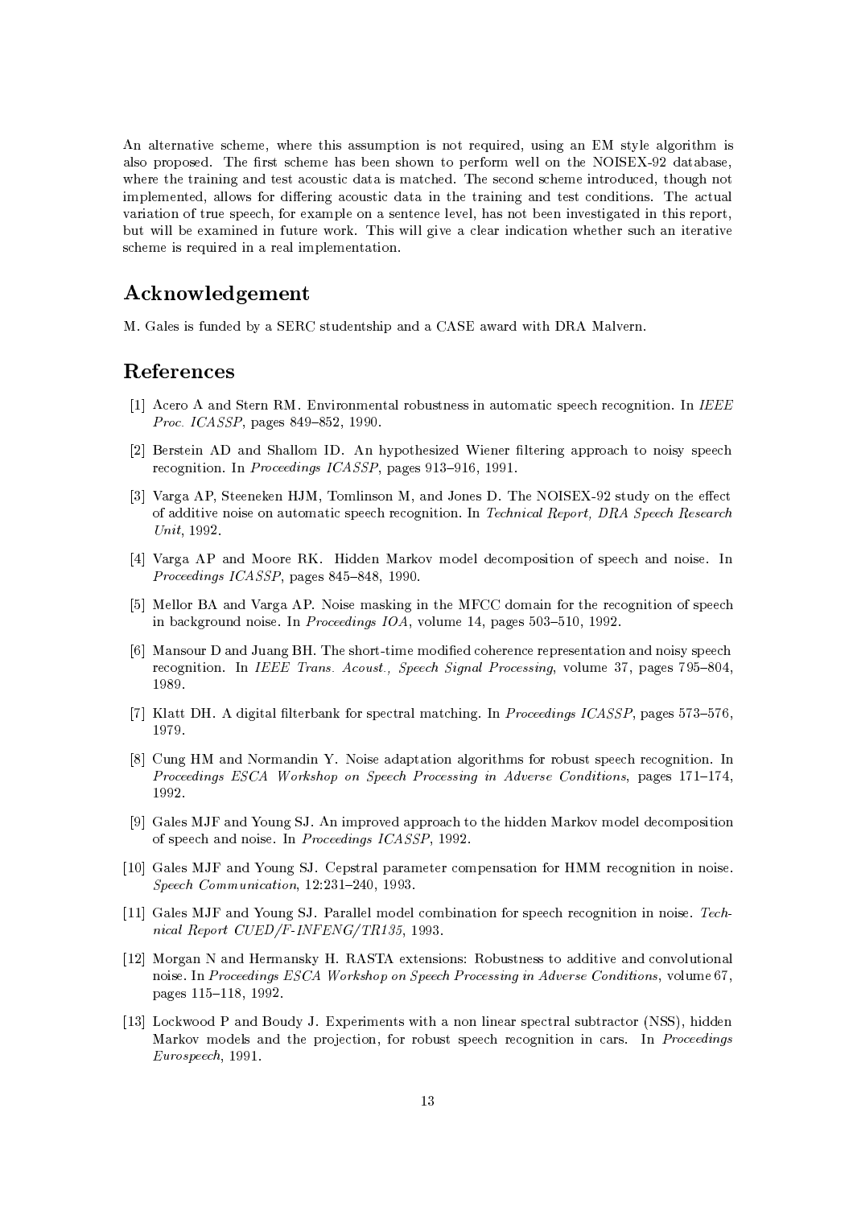An alternative scheme, where this assumption is not required, using an EM style algorithm is also proposed. The first scheme has been shown to perform well on the NOISEX-92 database, where the training and test acoustic data is matched. The second scheme introduced, though not implemented, allows for differing acoustic data in the training and test conditions. The actual variation of true speech, for example on a sentence level, has not been investigated in this report, but will be examined in future work. This will give a clear indication whether such an iterative scheme is required in a real implementation.

## Acknowledgement

M. Gales is funded by a SERC studentship and a CASE award with DRA Malvern.

## References

[1] Acero A and Stern RM. Environmental robustness in automatic speech recognition. In *IEEE Proc. ICASSP*, pages 849–852, 1990.

[2] Berstein AD and Shallom ID. An hypothesized Wiener filtering approach to noisy speech recognition. In *Proceedings ICASSP*, pages 913–916, 1991.

[3] Varga AP, Steeneken HJM, Tomlinson M, and Jones D. The NOISEX-92 study on the effect of additive noise on automatic speech recognition. In *Technical Report, DRA Speech Research Unit*, 1992.

[4] Varga AP and Moore RK. Hidden Markov model decomposition of speech and noise. In *Proceedings ICASSP*, pages 845–848, 1990.

[5] Mellor BA and Varga AP. Noise masking in the MFCC domain for the recognition of speech in background noise. In *Proceedings IOA*, volume 14, pages 503–510, 1992.

[6] Mansour D and Juang BH. The short-time modified coherence representation and noisy speech recognition. In *IEEE Trans. Acoust., Speech Signal Processing*, volume 37, pages 795–804, 1989.

[7] Klatt DH. A digital filterbank for spectral matching. In *Proceedings ICASSP*, pages 573–576, 1979.

[8] Cung HM and Normandin Y. Noise adaptation algorithms for robust speech recognition. In *Proceedings ESCA Workshop on Speech Processing in Adverse Conditions*, pages 171–174, 1992.

[9] Gales MJF and Young SJ. An improved approach to the hidden Markov model decomposition of speech and noise. In *Proceedings ICASSP*, 1992.

[10] Gales MJF and Young SJ. Cepstral parameter compensation for HMM recognition in noise. *Speech Communication*, 12:231–240, 1993.

[11] Gales MJF and Young SJ. Parallel model combination for speech recognition in noise. *Technical Report CUED/F-INFENG/TR135*, 1993.

[12] Morgan N and Hermansky H. RASTA extensions: Robustness to additive and convolutional noise. In *Proceedings ESCA Workshop on Speech Processing in Adverse Conditions*, volume 67, pages 115–118, 1992.

[13] Lockwood P and Boudy J. Experiments with a non linear spectral subtractor (NSS), hidden Markov models and the projection, for robust speech recognition in cars. In *Proceedings Eurospeech*, 1991.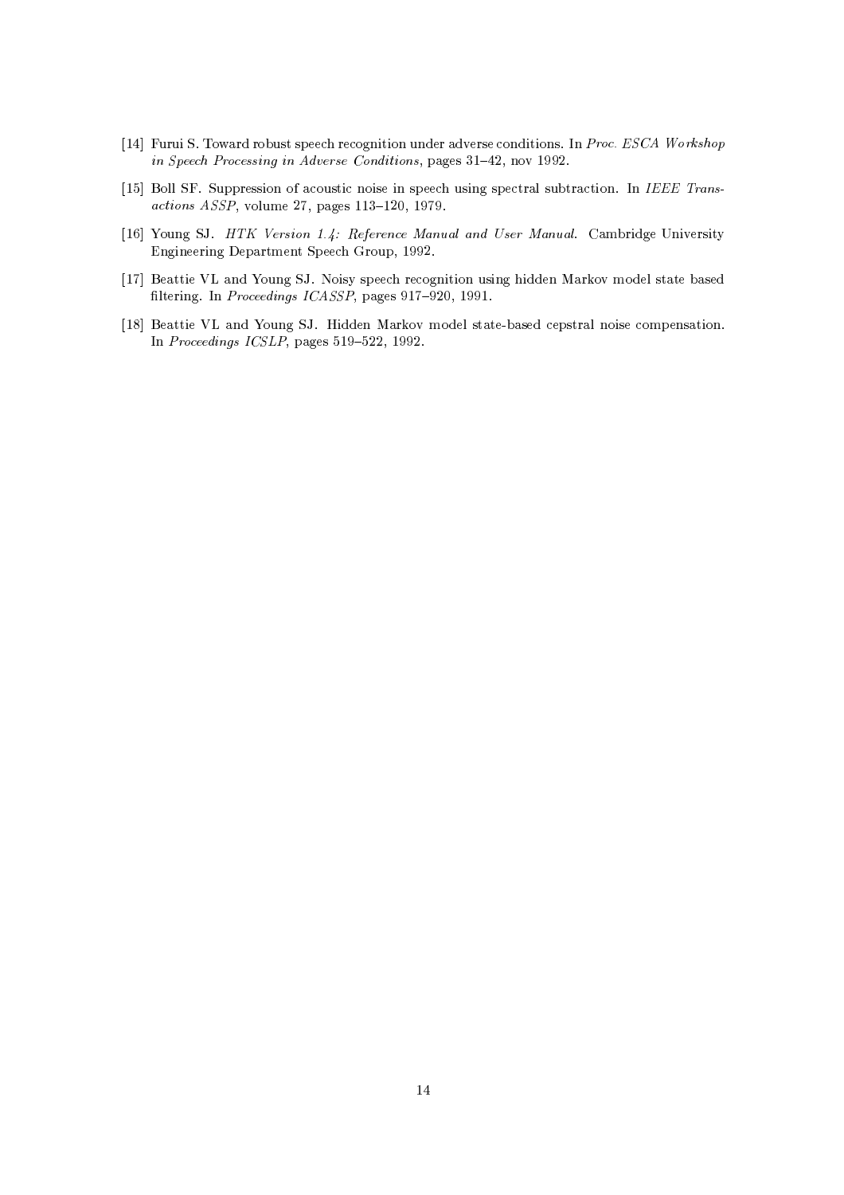[14] Furui S. Toward robust speech recognition under adverse conditions. In *Proc. ESCA Workshop in Speech Processing in Adverse Conditions*, pages 31–42, nov 1992.

[15] Boll SF. Suppression of acoustic noise in speech using spectral subtraction. In *IEEE Transactions ASSP*, volume 27, pages 113–120, 1979.

[16] Young SJ. *HTK Version 1.4: Reference Manual and User Manual*. Cambridge University Engineering Department Speech Group, 1992.

[17] Beattie VL and Young SJ. Noisy speech recognition using hidden Markov model state based filtering. In *Proceedings ICASSP*, pages 917–920, 1991.

[18] Beattie VL and Young SJ. Hidden Markov model state-based cepstral noise compensation. In *Proceedings ICSLP*, pages 519–522, 1992.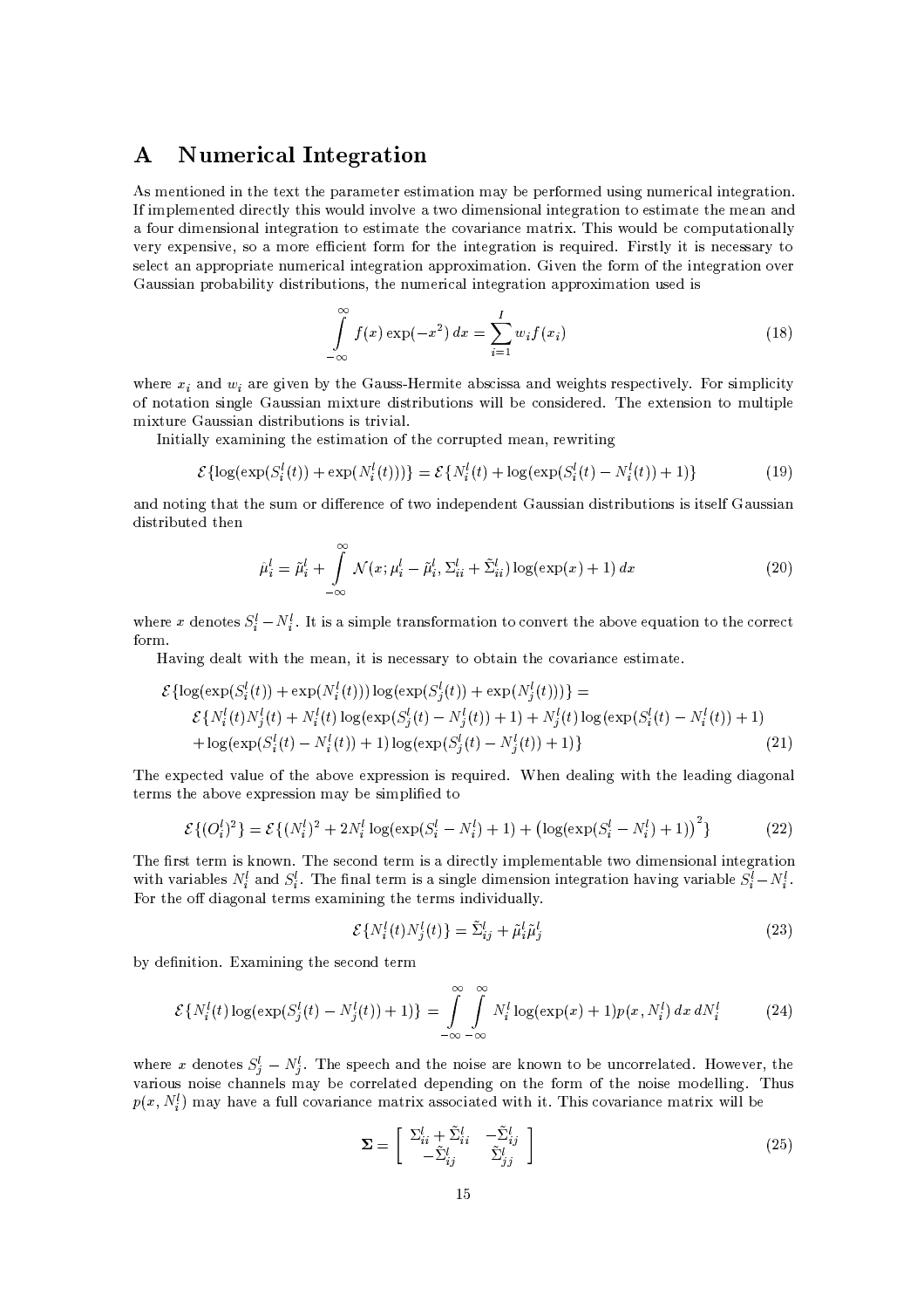# A Numerical Integration

As mentioned in the text the parameter estimation may be performed using numerical integration. If implemented directly this would involve a two dimensional integration to estimate the mean and a four dimensional integration to estimate the covariance matrix. This would be computationally very expensive, so a more efficient form for the integration is required. Firstly it is necessary to select an appropriate numerical integration approximation. Given the form of the integration over Gaussian probability distributions, the numerical integration approximation used is

$$\int_{-\infty}^{\infty} f(x)\exp(-x^2)\,dx = \sum_{i=1}^{I} w_i f(x_i) \tag{18}$$

where $x_i$ and $w_i$ are given by the Gauss-Hermite abscissa and weights respectively. For simplicity of notation single Gaussian mixture distributions will be considered. The extension to multiple mixture Gaussian distributions is trivial.

Initially examining the estimation of the corrupted mean, rewriting

$$\mathcal{E}\{\log(\exp(S_i^l(t)) + \exp(N_i^l(t)))\} = \mathcal{E}\{N_i^l(t) + \log(\exp(S_i^l(t) - N_i^l(t)) + 1)\} \tag{19}$$

and noting that the sum or difference of two independent Gaussian distributions is itself Gaussian distributed then

$$\hat{\mu}_i^l = \tilde{\mu}_i^l + \int_{-\infty}^{\infty} \mathcal{N}(x; \mu_i^l - \tilde{\mu}_i^l, \Sigma_{ii}^l + \tilde{\Sigma}_{ii}^l)\log(\exp(x) + 1)\,dx \tag{20}$$

where $x$ denotes $S_i^l - N_i^l$. It is a simple transformation to convert the above equation to the correct form.

Having dealt with the mean, it is necessary to obtain the covariance estimate.

$$\begin{aligned}
&\mathcal{E}\{\log(\exp(S_i^l(t)) + \exp(N_i^l(t)))\log(\exp(S_j^l(t)) + \exp(N_j^l(t)))\} = \\
&\quad \mathcal{E}\{N_i^l(t)N_j^l(t) + N_i^l(t)\log(\exp(S_j^l(t) - N_j^l(t)) + 1) + N_j^l(t)\log(\exp(S_i^l(t) - N_i^l(t)) + 1) \\
&\quad + \log(\exp(S_i^l(t) - N_i^l(t)) + 1)\log(\exp(S_j^l(t) - N_j^l(t)) + 1)\}
\end{aligned} \tag{21}$$

The expected value of the above expression is required. When dealing with the leading diagonal terms the above expression may be simplified to

$$\mathcal{E}\{(O_i^l)^2\} = \mathcal{E}\{(N_i^l)^2 + 2N_i^l\log(\exp(S_i^l - N_i^l) + 1) + \left(\log(\exp(S_i^l - N_i^l) + 1)\right)^2\} \tag{22}$$

The first term is known. The second term is a directly implementable two dimensional integration with variables $N_i^l$ and $S_i^l$. The final term is a single dimension integration having variable $S_i^l - N_i^l$. For the off diagonal terms examining the terms individually.

$$\mathcal{E}\{N_i^l(t)N_j^l(t)\} = \tilde{\Sigma}_{ij}^l + \tilde{\mu}_i^l\tilde{\mu}_j^l \tag{23}$$

by definition. Examining the second term

$$\mathcal{E}\{N_i^l(t)\log(\exp(S_j^l(t) - N_j^l(t)) + 1)\} = \int_{-\infty}^{\infty}\int_{-\infty}^{\infty} N_i^l \log(\exp(x) + 1)p(x, N_i^l)\,dx\,dN_i^l \tag{24}$$

where $x$ denotes $S_j^l - N_j^l$. The speech and the noise are known to be uncorrelated. However, the various noise channels may be correlated depending on the form of the noise modelling. Thus $p(x, N_i^l)$ may have a full covariance matrix associated with it. This covariance matrix will be

$$\mathbf{\Sigma} = \begin{bmatrix} \Sigma_{ii}^l + \tilde{\Sigma}_{ii}^l & -\tilde{\Sigma}_{ij}^l \\ -\tilde{\Sigma}_{ij}^l & \tilde{\Sigma}_{jj}^l \end{bmatrix} \tag{25}$$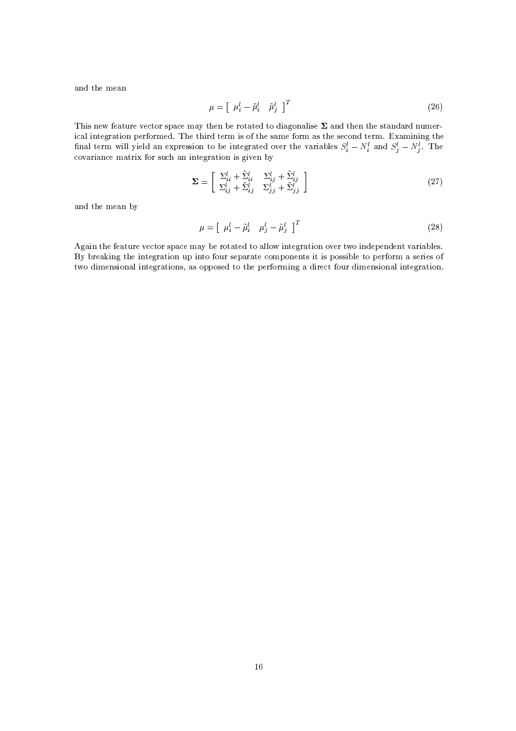and the mean

$$\mu = \left[ \begin{array}{cc} \mu_i^l - \tilde{\mu}_i^l & \tilde{\mu}_j^l \end{array} \right]^T \tag{26}$$

This new feature vector space may then be rotated to diagonalise $\mathbf{\Sigma}$ and then the standard numerical integration performed. The third term is of the same form as the second term. Examining the final term will yield an expression to be integrated over the variables $S_i^l - N_i^l$ and $S_j^l - N_j^l$. The covariance matrix for such an integration is given by

$$\mathbf{\Sigma} = \left[ \begin{array}{cc} \Sigma_{ii}^l + \tilde{\Sigma}_{ii}^l & \Sigma_{ij}^l + \tilde{\Sigma}_{ij}^l \\ \Sigma_{ij}^l + \tilde{\Sigma}_{ij}^l & \Sigma_{jj}^l + \tilde{\Sigma}_{jj}^l \end{array} \right] \tag{27}$$

and the mean by

$$\mu = \left[ \begin{array}{cc} \mu_i^l - \tilde{\mu}_i^l & \mu_j^l - \tilde{\mu}_j^l \end{array} \right]^T \tag{28}$$

Again the feature vector space may be rotated to allow integration over two independent variables. By breaking the integration up into four separate components it is possible to perform a series of two dimensional integrations, as opposed to the performing a direct four dimensional integration.